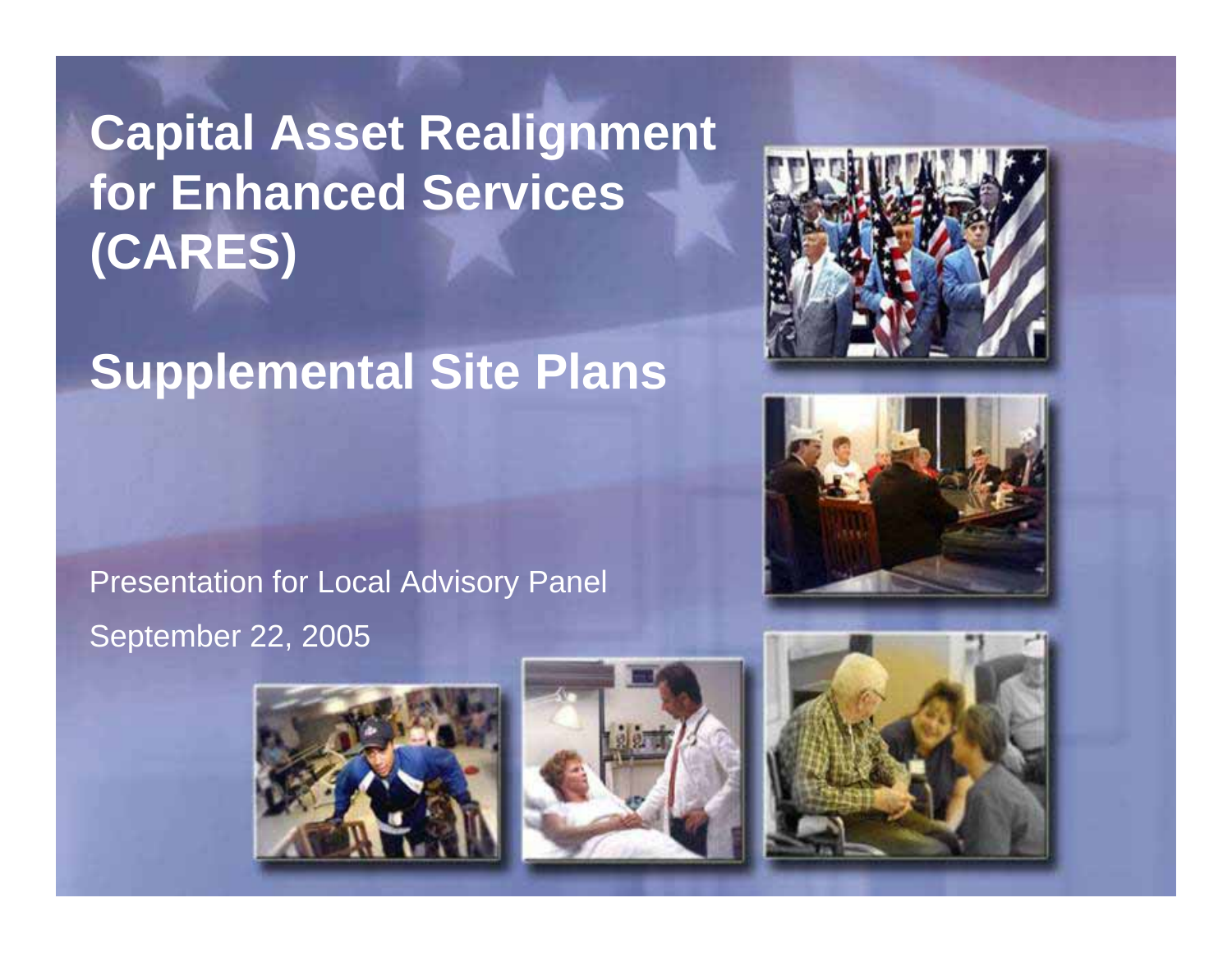# Capital Asset Realignment for Enhanced Services (CARES)

# Supplemental Site Plans

Presentation for Local Advisory Panel

September 22, 2005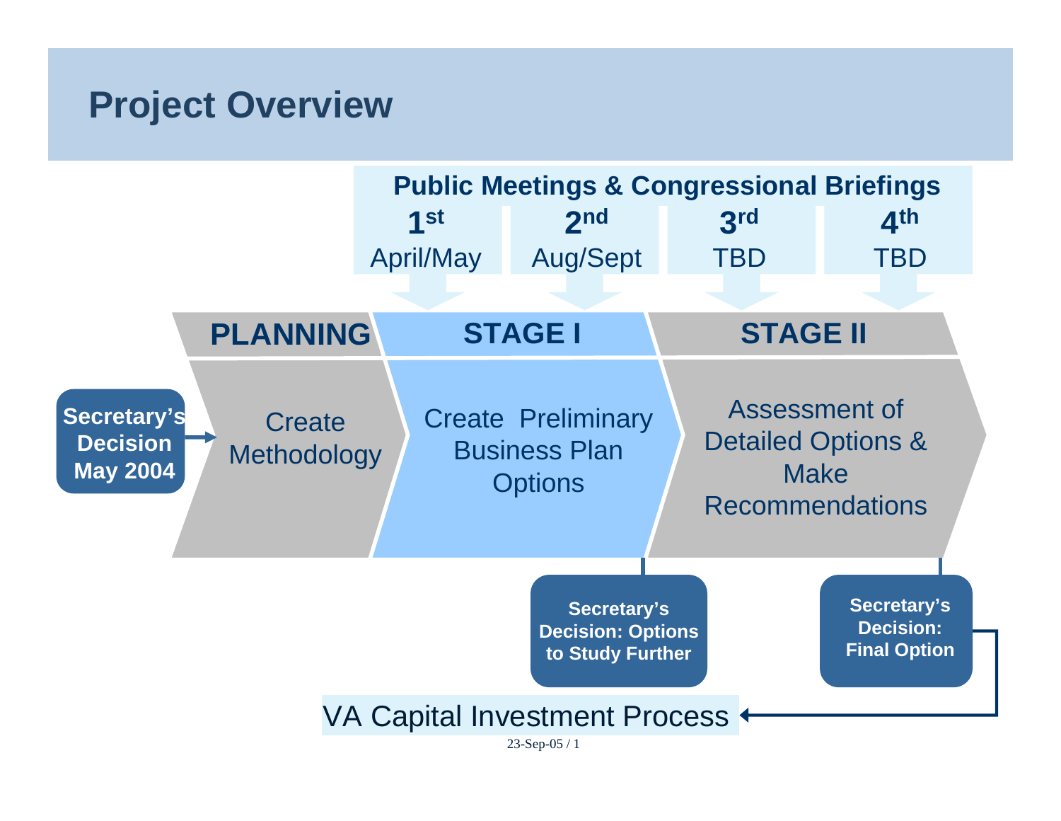# Project Overview

**Public Meetings & Congressional Briefings**

| 1st | 2nd | 3rd | 4th |
|---|---|---|---|
| April/May | Aug/Sept | TBD | TBD |

**Secretary's Decision May 2004** →

| PLANNING | STAGE I | STAGE II |
|---|---|---|
| Create Methodology | Create Preliminary Business Plan Options | Assessment of Detailed Options & Make Recommendations |

**Secretary's Decision: Options to Study Further**

**Secretary's Decision: Final Option**

VA Capital Investment Process

23-Sep-05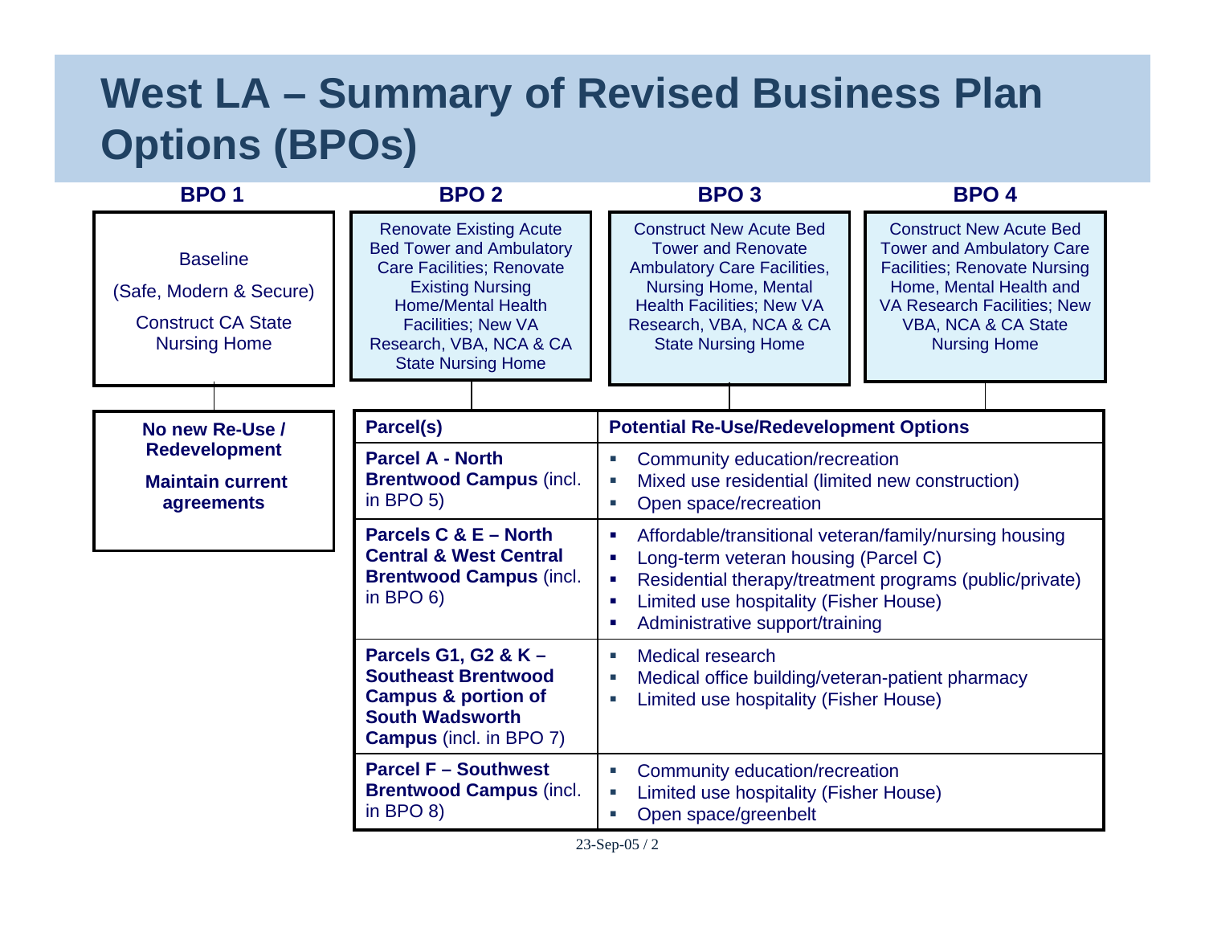# West LA – Summary of Revised Business Plan Options (BPOs)

| BPO 1 | BPO 2 | BPO 3 | BPO 4 |
|---|---|---|---|
| Baseline<br>(Safe, Modern & Secure)<br>Construct CA State Nursing Home | Renovate Existing Acute Bed Tower and Ambulatory Care Facilities; Renovate Existing Nursing Home/Mental Health Facilities; New VA Research, VBA, NCA & CA State Nursing Home | Construct New Acute Bed Tower and Renovate Ambulatory Care Facilities, Nursing Home, Mental Health Facilities; New VA Research, VBA, NCA & CA State Nursing Home | Construct New Acute Bed Tower and Ambulatory Care Facilities; Renovate Nursing Home, Mental Health and VA Research Facilities; New VBA, NCA & CA State Nursing Home |

**BPO 1:**

**No new Re-Use / Redevelopment**

**Maintain current agreements**

**BPOs 2–4:**

| Parcel(s) | Potential Re-Use/Redevelopment Options |
|---|---|
| **Parcel A - North Brentwood Campus** (incl. in BPO 5) | ▪ Community education/recreation<br>▪ Mixed use residential (limited new construction)<br>▪ Open space/recreation |
| **Parcels C & E – North Central & West Central Brentwood Campus** (incl. in BPO 6) | ▪ Affordable/transitional veteran/family/nursing housing<br>▪ Long-term veteran housing (Parcel C)<br>▪ Residential therapy/treatment programs (public/private)<br>▪ Limited use hospitality (Fisher House)<br>▪ Administrative support/training |
| **Parcels G1, G2 & K – Southeast Brentwood Campus & portion of South Wadsworth Campus** (incl. in BPO 7) | ▪ Medical research<br>▪ Medical office building/veteran-patient pharmacy<br>▪ Limited use hospitality (Fisher House) |
| **Parcel F – Southwest Brentwood Campus** (incl. in BPO 8) | ▪ Community education/recreation<br>▪ Limited use hospitality (Fisher House)<br>▪ Open space/greenbelt |

23-Sep-05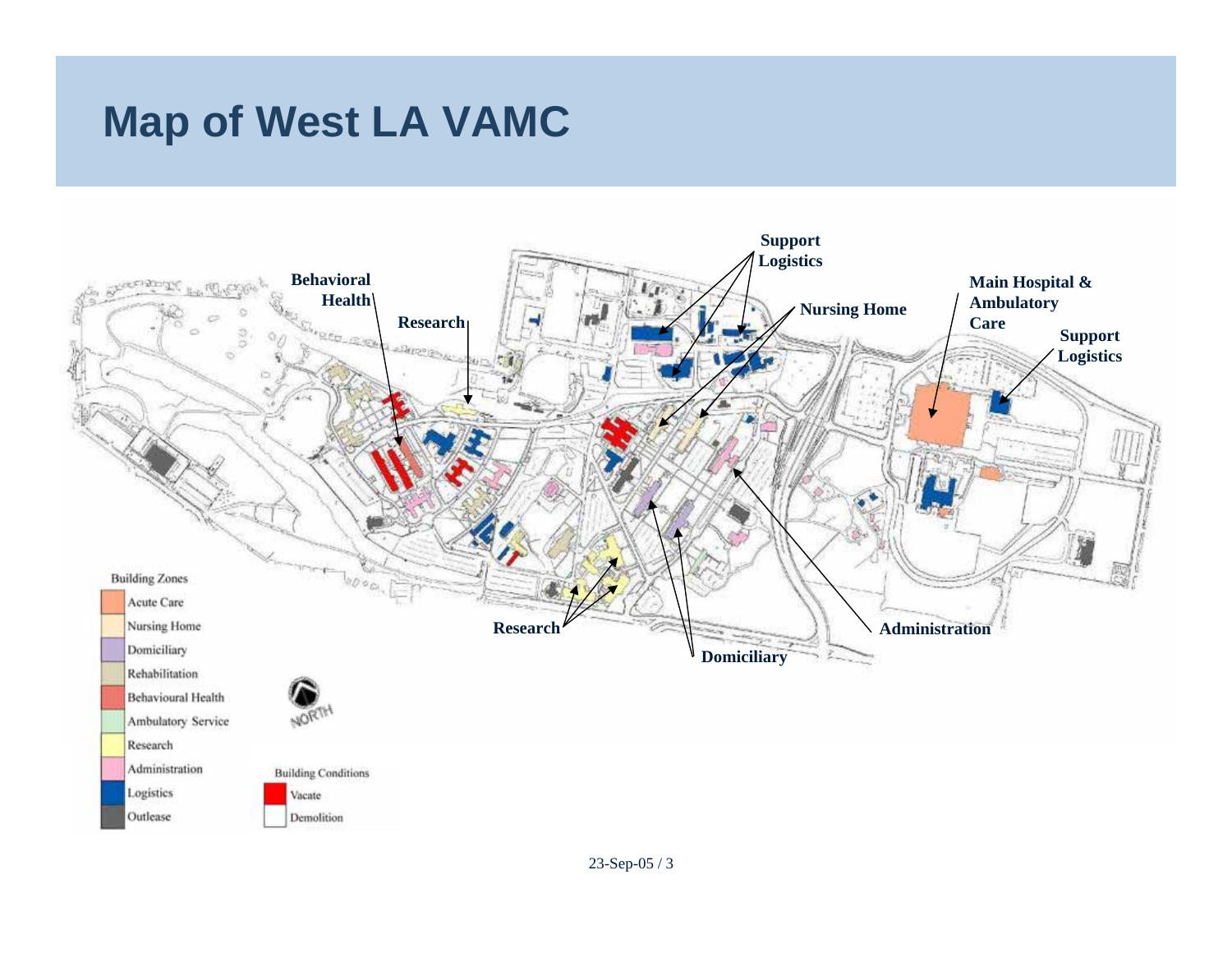# Map of West LA VAMC

Behavioral Health

Research

Support Logistics

Nursing Home

Main Hospital & Ambulatory Care

Support Logistics

Research

Domiciliary

Administration

Building Zones

- Acute Care
- Nursing Home
- Domiciliary
- Rehabilitation
- Behavioural Health
- Ambulatory Service
- Research
- Administration
- Logistics
- Outlease

NORTH

Building Conditions

- Vacate
- Demolition

23-Sep-05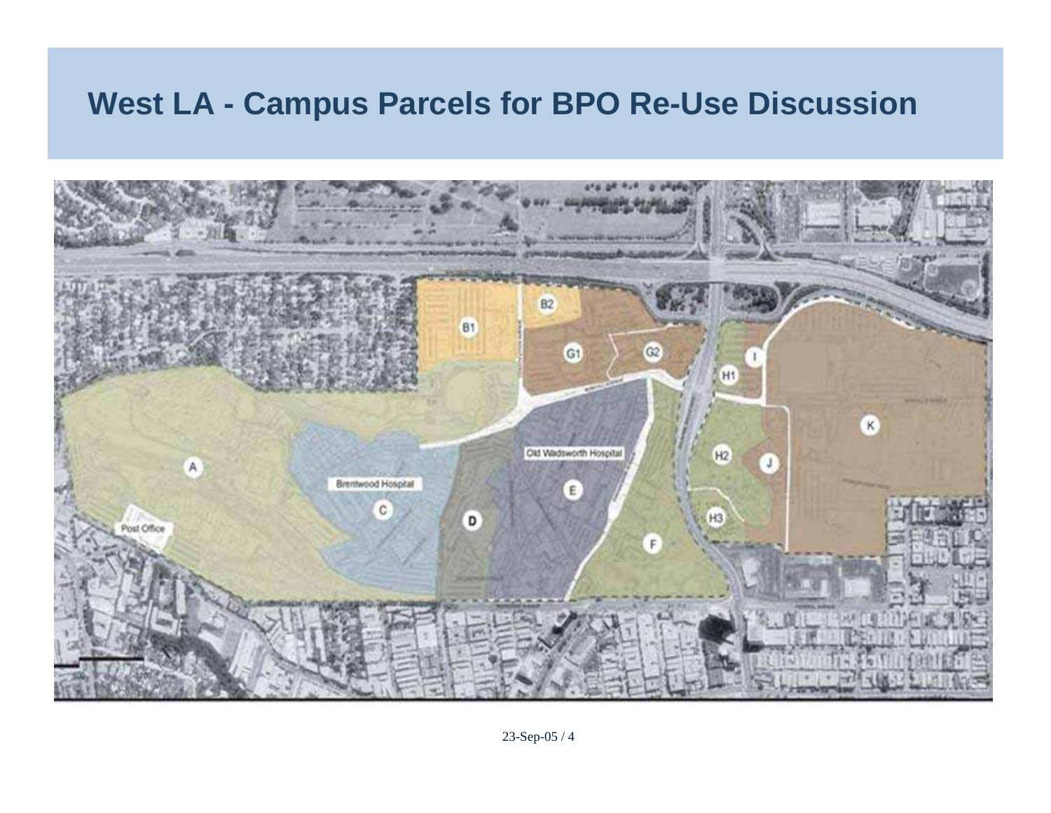# West LA - Campus Parcels for BPO Re-Use Discussion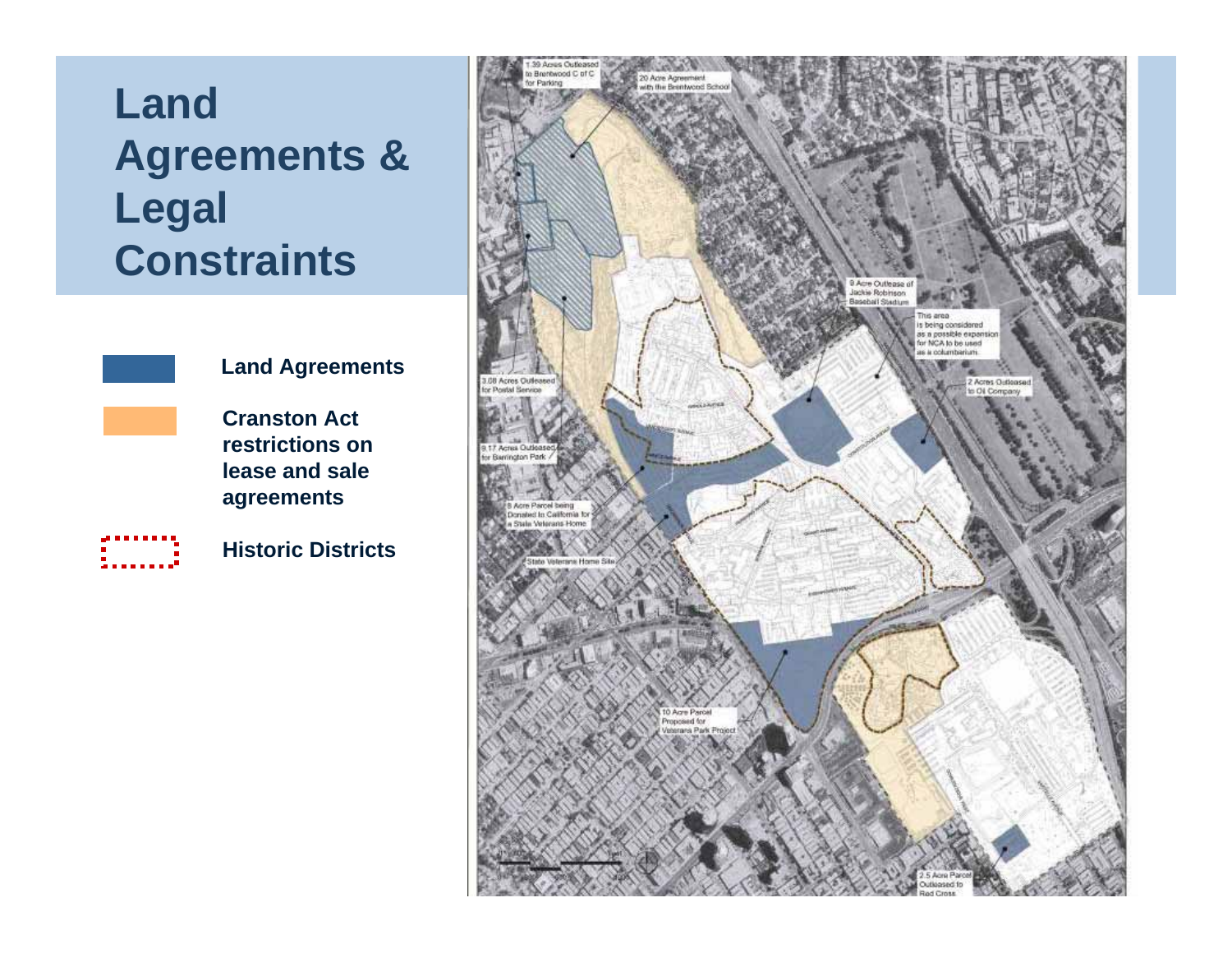# Land Agreements & Legal Constraints

**Land Agreements**

**Cranston Act restrictions on lease and sale agreements**

**Historic Districts**

1.39 Acres Outleased to Brentwood C of C for Parking

20 Acre Agreement with the Brentwood School

9 Acre Outlease of Jackie Robinson Baseball Stadium

This area is being considered as a possible expansion for NCA to be used as a columbarium.

3.08 Acres Outleased for Postal Service

2 Acres Outleased to Oil Company

9.17 Acres Outleased for Barrington Park

8 Acre Parcel being Donated to California for a State Veterans Home

State Veterans Home Site

10 Acre Parcel Proposed for Veterans Park Project

2.5 Acre Parcel Outleased to Red Cross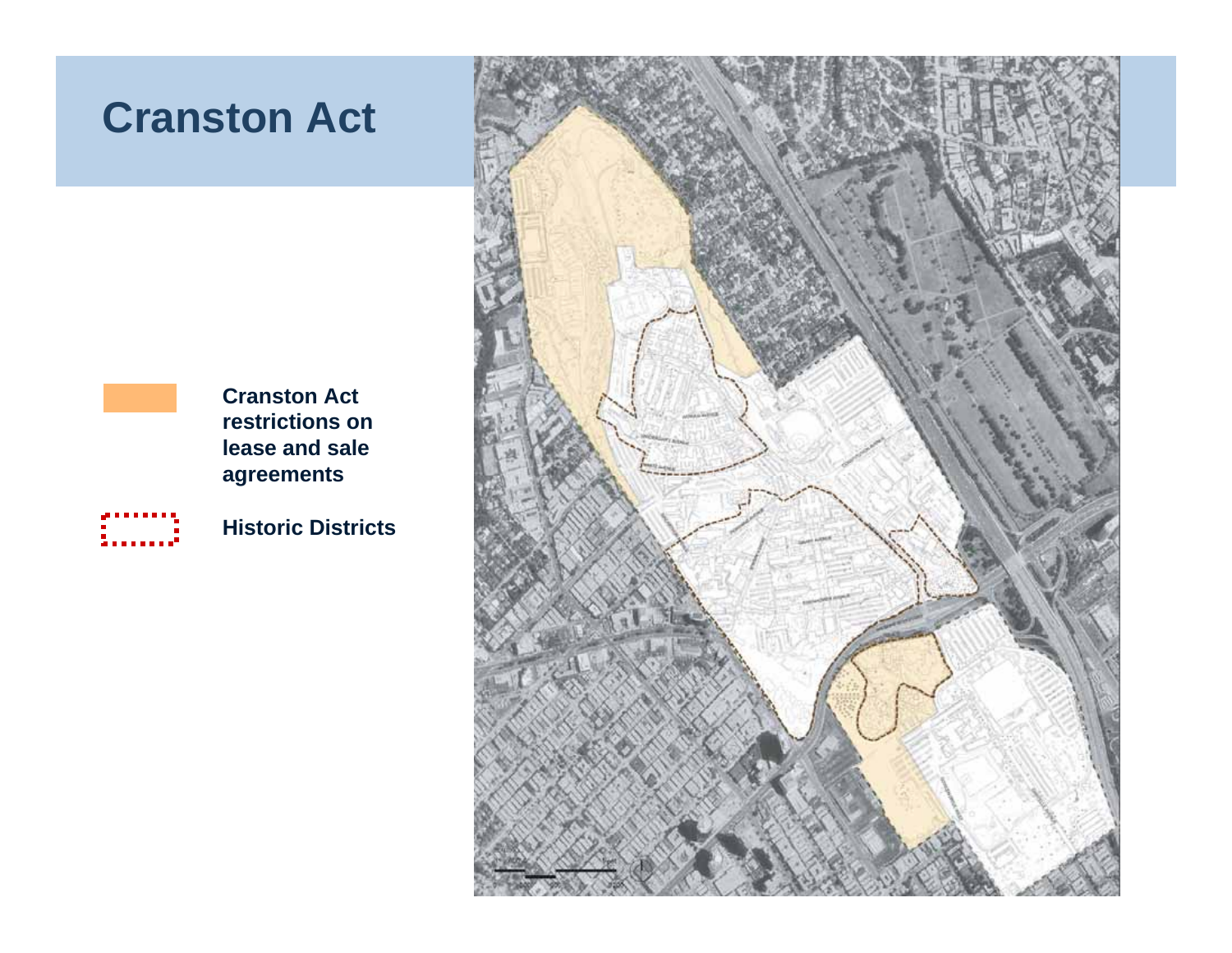# Cranston Act

Cranston Act restrictions on lease and sale agreements

Historic Districts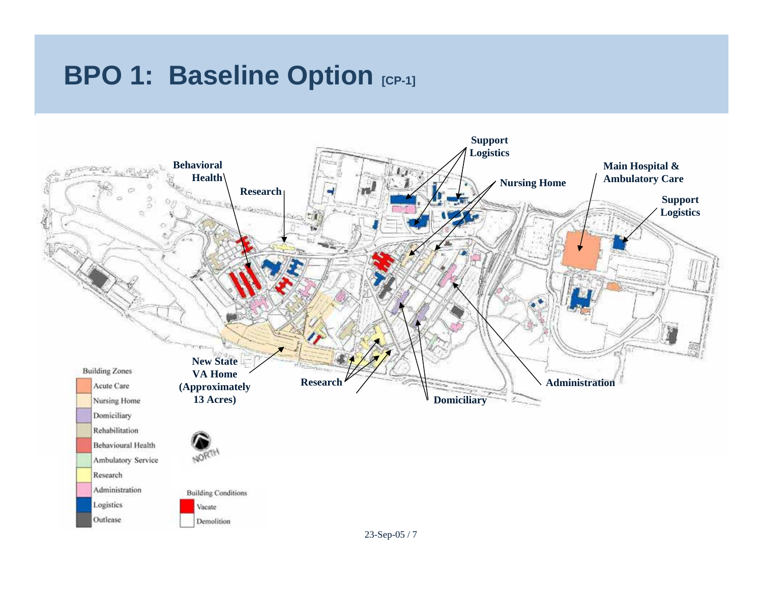# BPO 1: Baseline Option [CP-1]

Support Logistics

Behavioral Health

Research

Nursing Home

Main Hospital & Ambulatory Care

Support Logistics

New State VA Home (Approximately 13 Acres)

Research

Domiciliary

Administration

Building Zones

- Acute Care
- Nursing Home
- Domiciliary
- Rehabilitation
- Behavioural Health
- Ambulatory Service
- Research
- Administration
- Logistics
- Outlease

NORTH

Building Conditions

- Vacate
- Demolition

23-Sep-05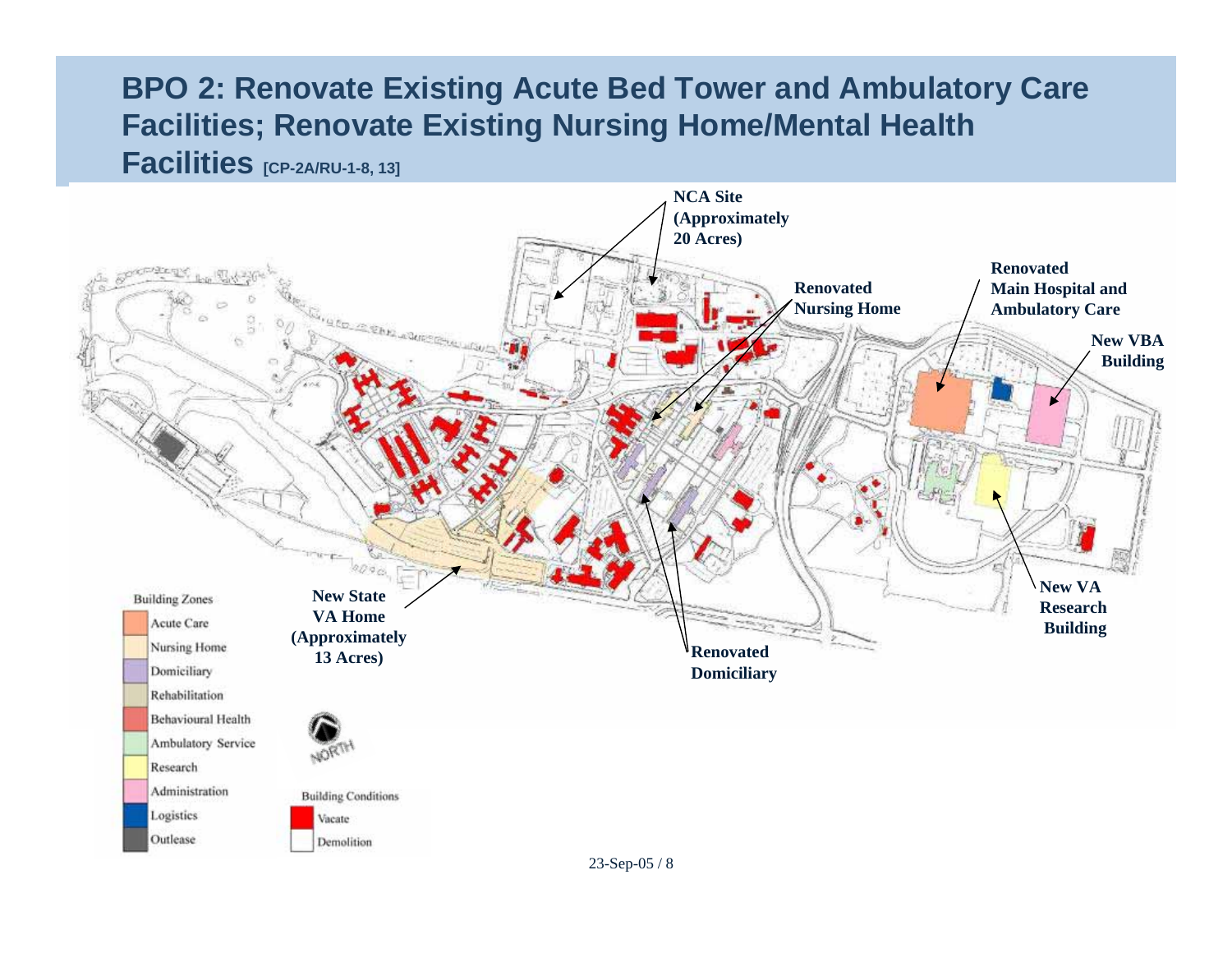# BPO 2: Renovate Existing Acute Bed Tower and Ambulatory Care Facilities; Renovate Existing Nursing Home/Mental Health Facilities [CP-2A/RU-1-8, 13]

**NCA Site (Approximately 20 Acres)**

**Renovated Nursing Home**

**Renovated Main Hospital and Ambulatory Care**

**New VBA Building**

**New VA Research Building**

**Renovated Domiciliary**

**New State VA Home (Approximately 13 Acres)**

Building Zones

- Acute Care
- Nursing Home
- Domiciliary
- Rehabilitation
- Behavioural Health
- Ambulatory Service
- Research
- Administration
- Logistics
- Outlease

NORTH

Building Conditions

- Vacate
- Demolition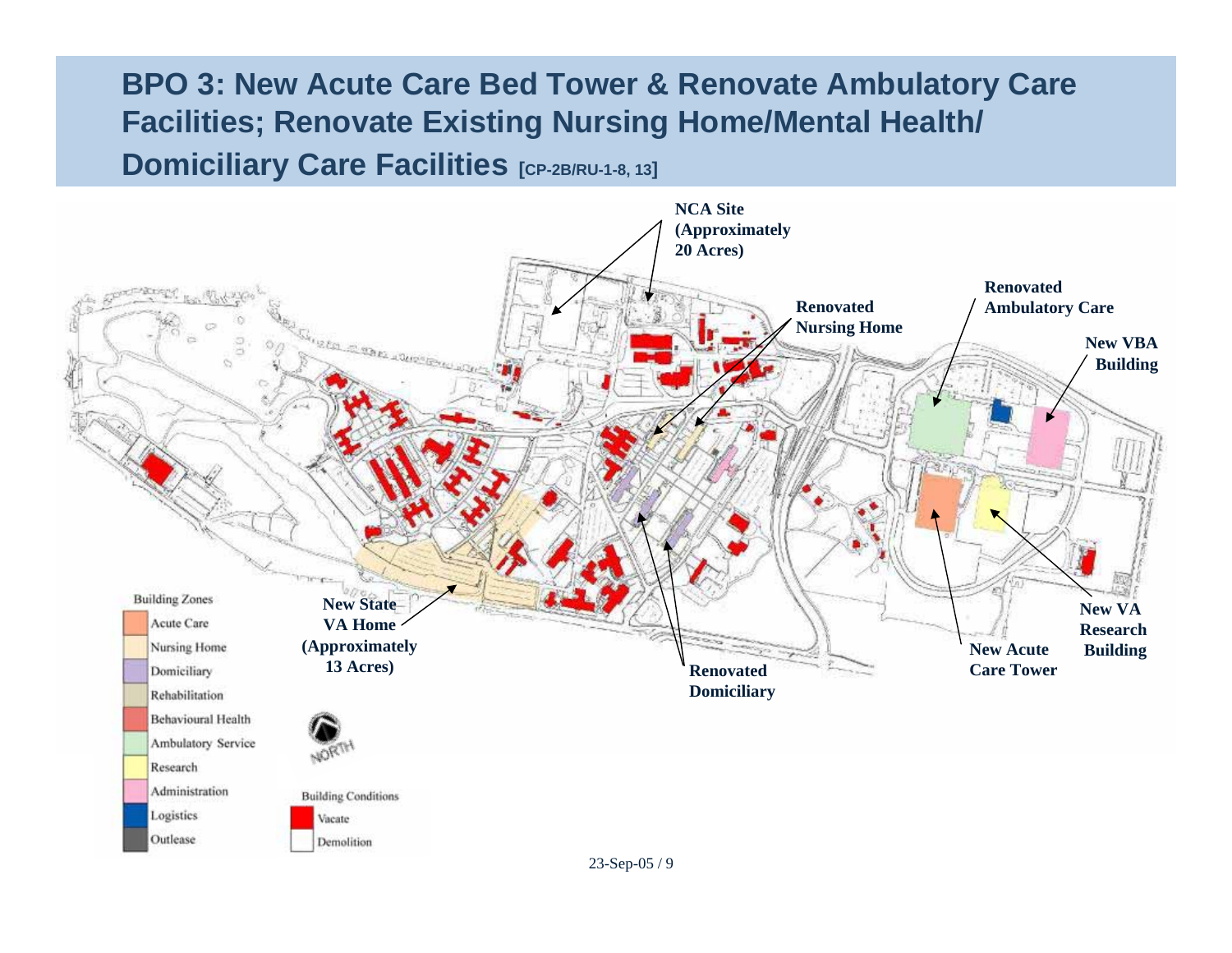# BPO 3: New Acute Care Bed Tower & Renovate Ambulatory Care Facilities; Renovate Existing Nursing Home/Mental Health/ Domiciliary Care Facilities [CP-2B/RU-1-8, 13]

NCA Site (Approximately 20 Acres)

Renovated Nursing Home

Renovated Ambulatory Care

New VBA Building

New State VA Home (Approximately 13 Acres)

Renovated Domiciliary

New Acute Care Tower

New VA Research Building

Building Zones

- Acute Care
- Nursing Home
- Domiciliary
- Rehabilitation
- Behavioural Health
- Ambulatory Service
- Research
- Administration
- Logistics
- Outlease

NORTH

Building Conditions

- Vacate
- Demolition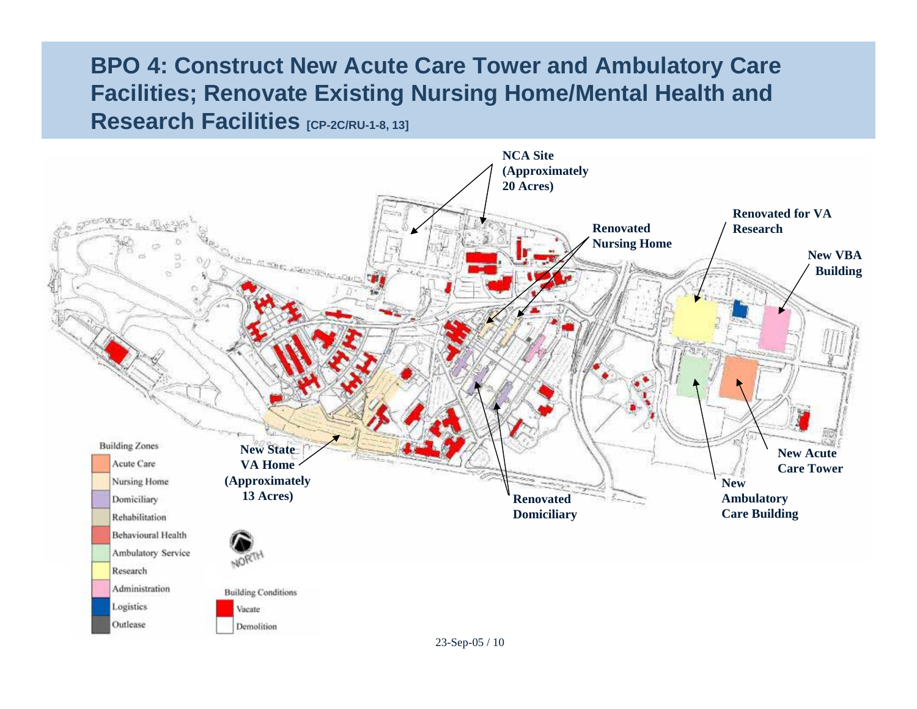# BPO 4: Construct New Acute Care Tower and Ambulatory Care Facilities; Renovate Existing Nursing Home/Mental Health and Research Facilities [CP-2C/RU-1-8, 13]

NCA Site (Approximately 20 Acres)

Renovated Nursing Home

Renovated for VA Research

New VBA Building

New State VA Home (Approximately 13 Acres)

Renovated Domiciliary

New Ambulatory Care Building

New Acute Care Tower

**Building Zones**

- Acute Care
- Nursing Home
- Domiciliary
- Rehabilitation
- Behavioural Health
- Ambulatory Service
- Research
- Administration
- Logistics
- Outlease

NORTH

**Building Conditions**

- Vacate
- Demolition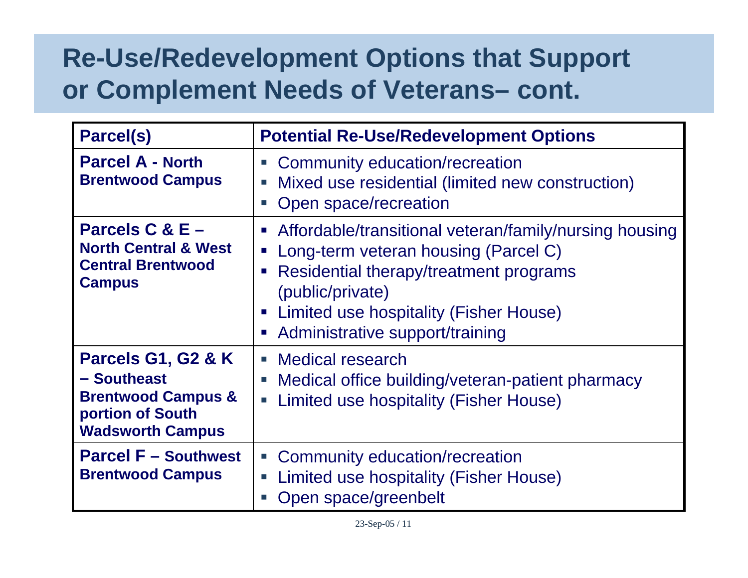# Re-Use/Redevelopment Options that Support or Complement Needs of Veterans– cont.

| Parcel(s) | Potential Re-Use/Redevelopment Options |
|---|---|
| **Parcel A - North Brentwood Campus** | ▪ Community education/recreation<br>▪ Mixed use residential (limited new construction)<br>▪ Open space/recreation |
| **Parcels C & E – North Central & West Central Brentwood Campus** | ▪ Affordable/transitional veteran/family/nursing housing<br>▪ Long-term veteran housing (Parcel C)<br>▪ Residential therapy/treatment programs (public/private)<br>▪ Limited use hospitality (Fisher House)<br>▪ Administrative support/training |
| **Parcels G1, G2 & K – Southeast Brentwood Campus & portion of South Wadsworth Campus** | ▪ Medical research<br>▪ Medical office building/veteran-patient pharmacy<br>▪ Limited use hospitality (Fisher House) |
| **Parcel F – Southwest Brentwood Campus** | ▪ Community education/recreation<br>▪ Limited use hospitality (Fisher House)<br>▪ Open space/greenbelt |

23-Sep-05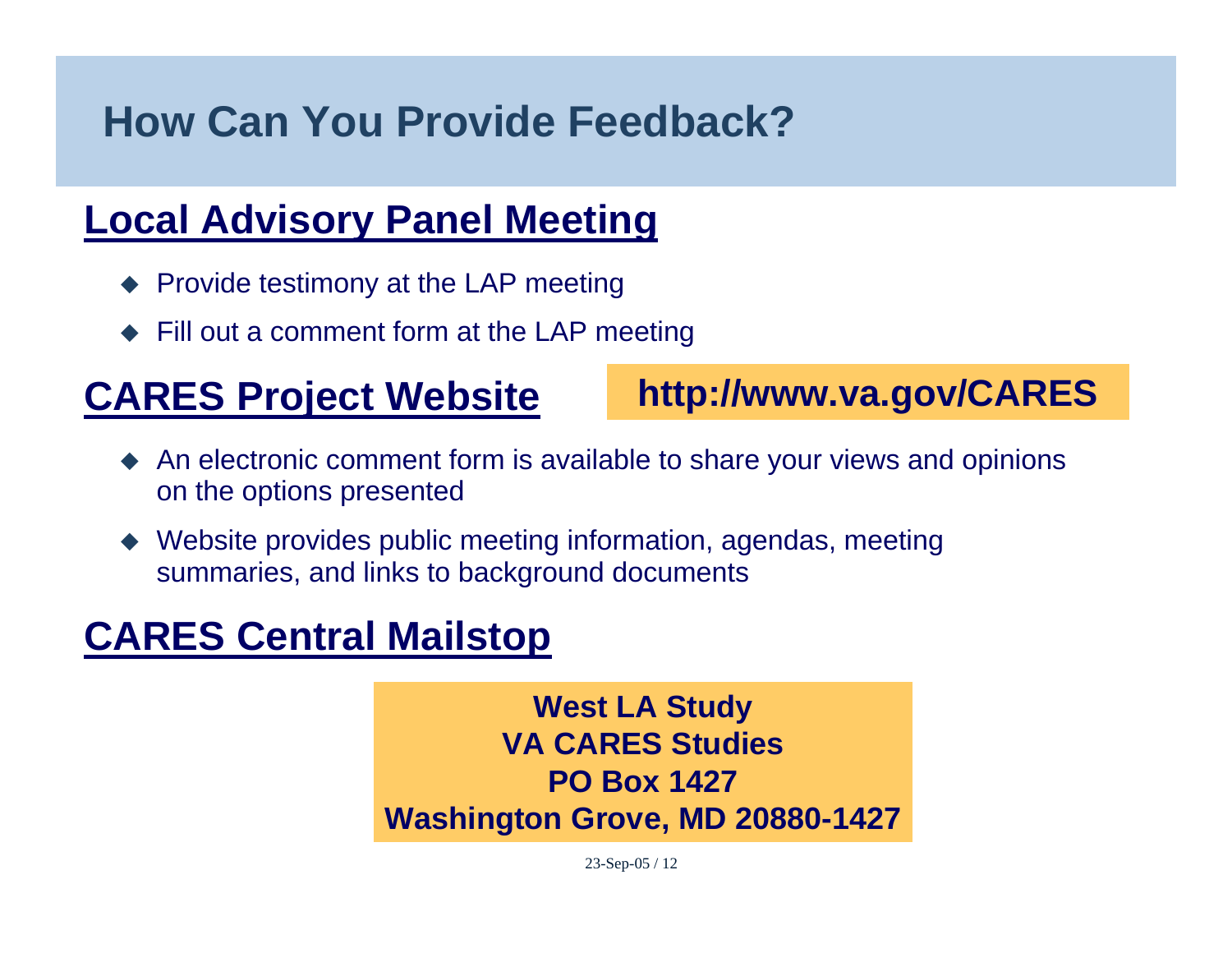# How Can You Provide Feedback?

## Local Advisory Panel Meeting

- Provide testimony at the LAP meeting
- Fill out a comment form at the LAP meeting

## CARES Project Website

**http://www.va.gov/CARES**

- An electronic comment form is available to share your views and opinions on the options presented
- Website provides public meeting information, agendas, meeting summaries, and links to background documents

## CARES Central Mailstop

**West LA Study**
**VA CARES Studies**
**PO Box 1427**
**Washington Grove, MD 20880-1427**

23-Sep-05